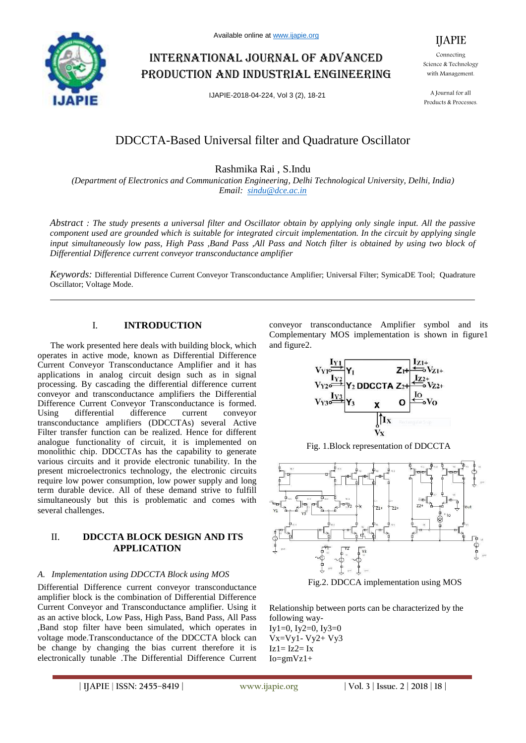# DDCCTA-Based Universal filter and Quadrature Oscillator

Rashmika Rai , S.Indu

*(Department of Electronics and Communication Engineering, Delhi Technological University, Delhi, India)*
*Email: sindu@dce.ac.in*

*Abstract : The study presents a universal filter and Oscillator obtain by applying only single input. All the passive component used are grounded which is suitable for integrated circuit implementation. In the circuit by applying single input simultaneously low pass, High Pass ,Band Pass ,All Pass and Notch filter is obtained by using two block of Differential Difference current conveyor transconductance amplifier*

*Keywords:* Differential Difference Current Conveyor Transconductance Amplifier; Universal Filter; SymicaDE Tool; Quadrature Oscillator; Voltage Mode.

## I. INTRODUCTION

The work presented here deals with building block, which operates in active mode, known as Differential Difference Current Conveyor Transconductance Amplifier and it has applications in analog circuit design such as in signal processing. By cascading the differential difference current conveyor and transconductance amplifiers the Differential Difference Current Conveyor Transconductance is formed. Using differential difference current conveyor transconductance amplifiers (DDCCTAs) several Active Filter transfer function can be realized. Hence for different analogue functionality of circuit, it is implemented on monolithic chip. DDCCTAs has the capability to generate various circuits and it provide electronic tunability. In the present microelectronics technology, the electronic circuits require low power consumption, low power supply and long term durable device. All of these demand strive to fulfill simultaneously but this is problematic and comes with several challenges.

## II. DDCCTA BLOCK DESIGN AND ITS APPLICATION

### *A. Implementation using DDCCTA Block using MOS*

Differential Difference current conveyor transconductance amplifier block is the combination of Differential Difference Current Conveyor and Transconductance amplifier. Using it as an active block, Low Pass, High Pass, Band Pass, All Pass ,Band stop filter have been simulated, which operates in voltage mode.Transconductance of the DDCCTA block can be change by changing the bias current therefore it is electronically tunable .The Differential Difference Current conveyor transconductance Amplifier symbol and its Complementary MOS implementation is shown in figure1 and figure2.

Fig. 1.Block representation of DDCCTA

Fig.2. DDCCA implementation using MOS

Relationship between ports can be characterized by the following way-

$I_{y1}=0,\ I_{y2}=0,\ I_{y3}=0$

$V_x=V_{y1}-V_{y2}+V_{y3}$

$I_{z1}=I_{z2}=I_x$

$I_o=g_mV_{z1+}$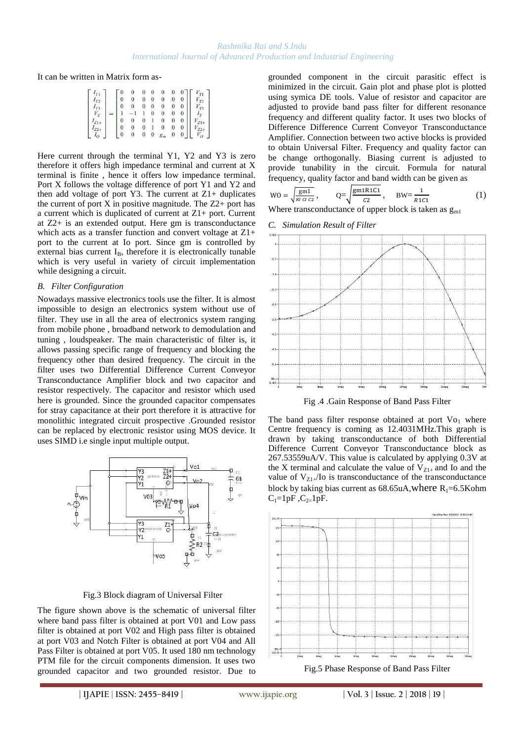It can be written in Matrix form as-

$$
\begin{bmatrix} I_{Y1} \\ I_{Y2} \\ I_{Y3} \\ V_X \\ I_{Z1+} \\ I_{Z2+} \\ I_O \end{bmatrix} = \begin{bmatrix} 0 & 0 & 0 & 0 & 0 & 0 & 0 \\ 0 & 0 & 0 & 0 & 0 & 0 & 0 \\ 0 & 0 & 0 & 0 & 0 & 0 & 0 \\ 1 & -1 & 1 & 0 & 0 & 0 & 0 \\ 0 & 0 & 0 & 1 & 0 & 0 & 0 \\ 0 & 0 & 0 & 1 & 0 & 0 & 0 \\ 0 & 0 & 0 & 0 & g_m & 0 & 0 \end{bmatrix} \begin{bmatrix} V_{Y1} \\ V_{Y2} \\ V_{Y3} \\ I_X \\ V_{Z1+} \\ V_{Z2+} \\ V_O \end{bmatrix}
$$

Here current through the terminal Y1, Y2 and Y3 is zero therefore it offers high impedance terminal and current at X terminal is finite , hence it offers low impedance terminal. Port X follows the voltage difference of port Y1 and Y2 and then add voltage of port Y3. The current at Z1+ duplicates the current of port X in positive magnitude. The Z2+ port has a current which is duplicated of current at Z1+ port. Current at Z2+ is an extended output. Here gm is transconductance which acts as a transfer function and convert voltage at Z1+ port to the current at Io port. Since gm is controlled by external bias current $I_B$, therefore it is electronically tunable which is very useful in variety of circuit implementation while designing a circuit.

### *B. Filter Configuration*

Nowadays massive electronics tools use the filter. It is almost impossible to design an electronics system without use of filter. They use in all the area of electronics system ranging from mobile phone , broadband network to demodulation and tuning , loudspeaker. The main characteristic of filter is, it allows passing specific range of frequency and blocking the frequency other than desired frequency. The circuit in the filter uses two Differential Difference Current Conveyor Transconductance Amplifier block and two capacitor and resistor respectively. The capacitor and resistor which used here is grounded. Since the grounded capacitor compensates for stray capacitance at their port therefore it is attractive for monolithic integrated circuit prospective .Grounded resistor can be replaced by electronic resistor using MOS device. It uses SIMD i.e single input multiple output.

Fig.3 Block diagram of Universal Filter

The figure shown above is the schematic of universal filter where band pass filter is obtained at port V01 and Low pass filter is obtained at port V02 and High pass filter is obtained at port V03 and Notch Filter is obtained at port V04 and All Pass Filter is obtained at port V05. It used 180 nm technology PTM file for the circuit components dimension. It uses two grounded capacitor and two grounded resistor. Due to grounded component in the circuit parasitic effect is minimized in the circuit. Gain plot and phase plot is plotted using symica DE tools. Value of resistor and capacitor are adjusted to provide band pass filter for different resonance frequency and different quality factor. It uses two blocks of Difference Difference Current Conveyor Transconductance Amplifier. Connection between two active blocks is provided to obtain Universal Filter. Frequency and quality factor can be change orthogonally. Biasing current is adjusted to provide tunability in the circuit. Formula for natural frequency, quality factor and band width can be given as

$$W0 = \sqrt{\frac{gm1}{R1\ C1\ C2}}, \qquad Q=\sqrt{\frac{gm1R1C1}{C2}}, \qquad BW=\frac{1}{R1C1} \tag{1}$$

Where transconductance of upper block is taken as $g_{m1}$

### *C. Simulation Result of Filter*

Fig .4 .Gain Response of Band Pass Filter

The band pass filter response obtained at port $Vo_1$ where Centre frequency is coming as 12.4031MHz.This graph is drawn by taking transconductance of both Differential Difference Current Conveyor Transconductance block as 267.53559uA/V. This value is calculated by applying 0.3V at the X terminal and calculate the value of $V_{Z1+}$ and Io and the value of $V_{Z1+}$/Io is transconductance of the transconductance block by taking bias current as 68.65uA,where $R_1$=6.5Kohm $C_1$=1pF ,$C_2$=1pF.

Fig.5 Phase Response of Band Pass Filter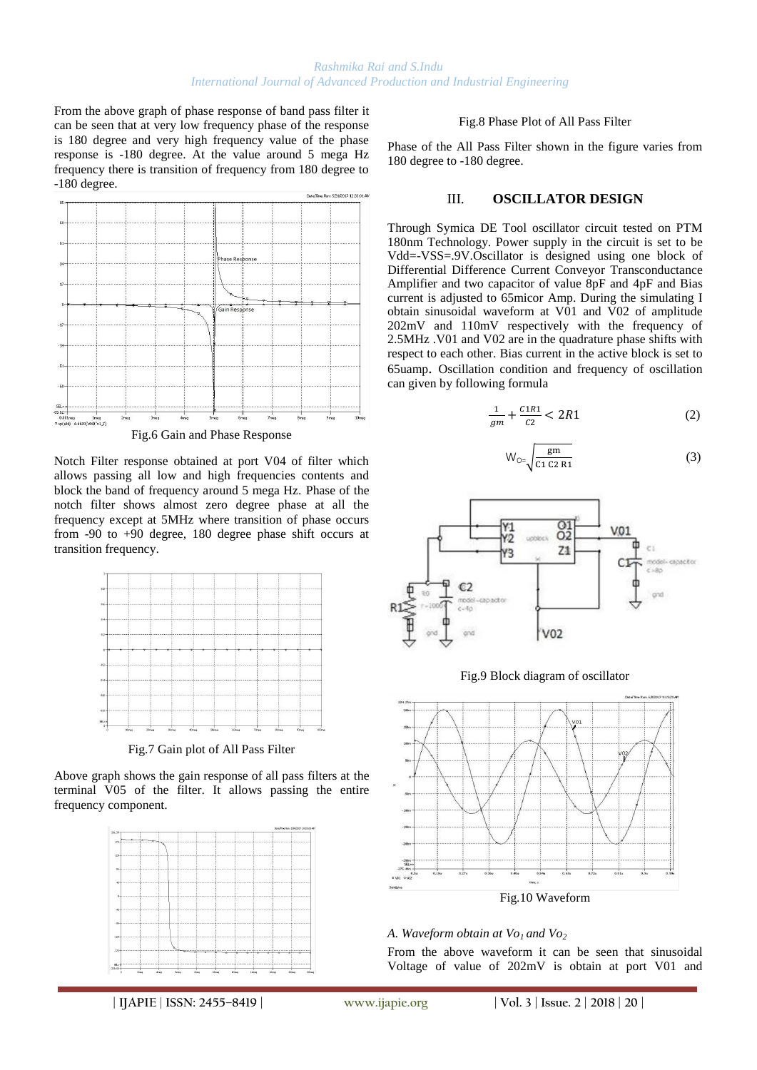From the above graph of phase response of band pass filter it can be seen that at very low frequency phase of the response is 180 degree and very high frequency value of the phase response is -180 degree. At the value around 5 mega Hz frequency there is transition of frequency from 180 degree to -180 degree.

Fig.6 Gain and Phase Response

Notch Filter response obtained at port V04 of filter which allows passing all low and high frequencies contents and block the band of frequency around 5 mega Hz. Phase of the notch filter shows almost zero degree phase at all the frequency except at 5MHz where transition of phase occurs from -90 to +90 degree, 180 degree phase shift occurs at transition frequency.

Fig.7 Gain plot of All Pass Filter

Above graph shows the gain response of all pass filters at the terminal V05 of the filter. It allows passing the entire frequency component.

Fig.8 Phase Plot of All Pass Filter

Phase of the All Pass Filter shown in the figure varies from 180 degree to -180 degree.

## III. OSCILLATOR DESIGN

Through Symica DE Tool oscillator circuit tested on PTM 180nm Technology. Power supply in the circuit is set to be Vdd=-VSS=.9V.Oscillator is designed using one block of Differential Difference Current Conveyor Transconductance Amplifier and two capacitor of value 8pF and 4pF and Bias current is adjusted to 65micor Amp. During the simulating I obtain sinusoidal waveform at V01 and V02 of amplitude 202mV and 110mV respectively with the frequency of 2.5MHz .V01 and V02 are in the quadrature phase shifts with respect to each other. Bias current in the active block is set to 65uamp. Oscillation condition and frequency of oscillation can given by following formula

$$\frac{1}{gm} + \frac{C1R1}{C2} < 2R1 \qquad (2)$$

$$W_{O} = \sqrt{\frac{gm}{C1\,C2\,R1}} \qquad (3)$$

Fig.9 Block diagram of oscillator

Fig.10 Waveform

### *A. Waveform obtain at $Vo_1$ and $Vo_2$*

From the above waveform it can be seen that sinusoidal Voltage of value of 202mV is obtain at port V01 and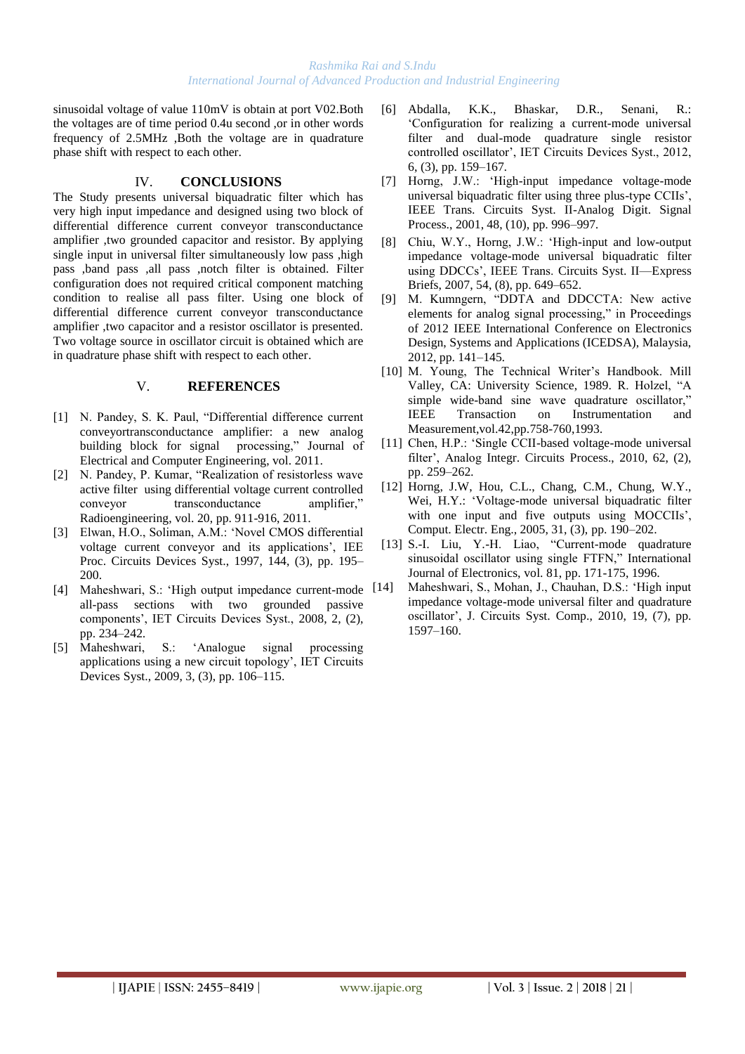sinusoidal voltage of value 110mV is obtain at port V02.Both the voltages are of time period 0.4u second ,or in other words frequency of 2.5MHz ,Both the voltage are in quadrature phase shift with respect to each other.

## IV. CONCLUSIONS

The Study presents universal biquadratic filter which has very high input impedance and designed using two block of differential difference current conveyor transconductance amplifier ,two grounded capacitor and resistor. By applying single input in universal filter simultaneously low pass ,high pass ,band pass ,all pass ,notch filter is obtained. Filter configuration does not required critical component matching condition to realise all pass filter. Using one block of differential difference current conveyor transconductance amplifier ,two capacitor and a resistor oscillator is presented. Two voltage source in oscillator circuit is obtained which are in quadrature phase shift with respect to each other.

## V. REFERENCES

[1] N. Pandey, S. K. Paul, "Differential difference current conveyortransconductance amplifier: a new analog building block for signal processing," Journal of Electrical and Computer Engineering, vol. 2011.

[2] N. Pandey, P. Kumar, "Realization of resistorless wave active filter using differential voltage current controlled conveyor transconductance amplifier," Radioengineering, vol. 20, pp. 911-916, 2011.

[3] Elwan, H.O., Soliman, A.M.: 'Novel CMOS differential voltage current conveyor and its applications', IEE Proc. Circuits Devices Syst., 1997, 144, (3), pp. 195–200.

[4] Maheshwari, S.: 'High output impedance current-mode all-pass sections with two grounded passive components', IET Circuits Devices Syst., 2008, 2, (2), pp. 234–242.

[5] Maheshwari, S.: 'Analogue signal processing applications using a new circuit topology', IET Circuits Devices Syst., 2009, 3, (3), pp. 106–115.

[6] Abdalla, K.K., Bhaskar, D.R., Senani, R.: 'Configuration for realizing a current-mode universal filter and dual-mode quadrature single resistor controlled oscillator', IET Circuits Devices Syst., 2012, 6, (3), pp. 159–167.

[7] Horng, J.W.: 'High-input impedance voltage-mode universal biquadratic filter using three plus-type CCIIs', IEEE Trans. Circuits Syst. II-Analog Digit. Signal Process., 2001, 48, (10), pp. 996–997.

[8] Chiu, W.Y., Horng, J.W.: 'High-input and low-output impedance voltage-mode universal biquadratic filter using DDCCs', IEEE Trans. Circuits Syst. II—Express Briefs, 2007, 54, (8), pp. 649–652.

[9] M. Kumngern, "DDTA and DDCCTA: New active elements for analog signal processing," in Proceedings of 2012 IEEE International Conference on Electronics Design, Systems and Applications (ICEDSA), Malaysia, 2012, pp. 141–145.

[10] M. Young, The Technical Writer's Handbook. Mill Valley, CA: University Science, 1989. R. Holzel, "A simple wide-band sine wave quadrature oscillator," IEEE Transaction on Instrumentation and Measurement,vol.42,pp.758-760,1993.

[11] Chen, H.P.: 'Single CCII-based voltage-mode universal filter', Analog Integr. Circuits Process., 2010, 62, (2), pp. 259–262.

[12] Horng, J.W, Hou, C.L., Chang, C.M., Chung, W.Y., Wei, H.Y.: 'Voltage-mode universal biquadratic filter with one input and five outputs using MOCCIIs', Comput. Electr. Eng., 2005, 31, (3), pp. 190–202.

[13] S.-I. Liu, Y.-H. Liao, "Current-mode quadrature sinusoidal oscillator using single FTFN," International Journal of Electronics, vol. 81, pp. 171-175, 1996.

[14] Maheshwari, S., Mohan, J., Chauhan, D.S.: 'High input impedance voltage-mode universal filter and quadrature oscillator', J. Circuits Syst. Comp., 2010, 19, (7), pp. 1597–160.